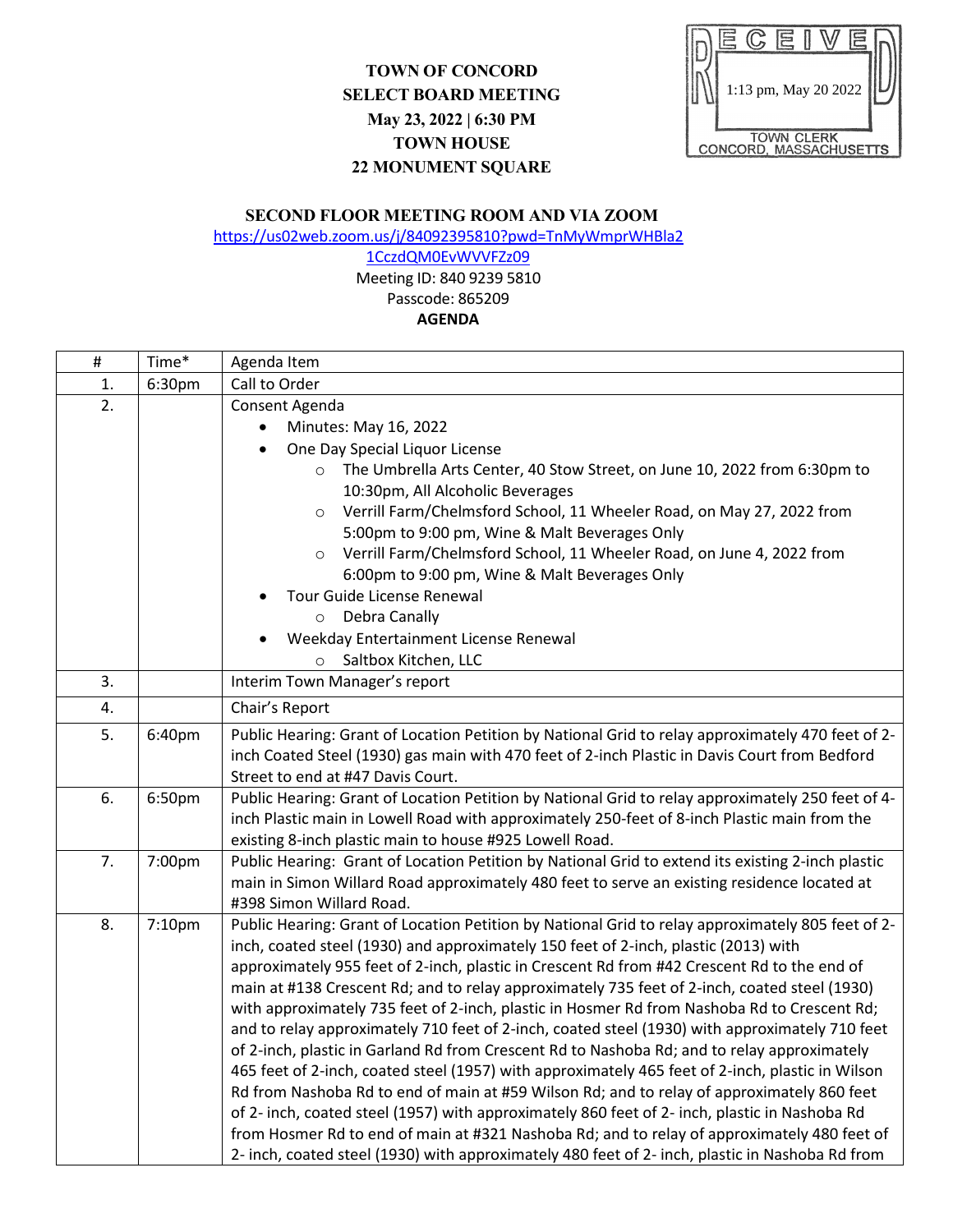**TOWN OF CONCORD**
**SELECT BOARD MEETING**
**May 23, 2022 | 6:30 PM**
**TOWN HOUSE**
**22 MONUMENT SQUARE**

RECEIVED
1:13 pm, May 20 2022
TOWN CLERK
CONCORD, MASSACHUSETTS

**SECOND FLOOR MEETING ROOM AND VIA ZOOM**

https://us02web.zoom.us/j/84092395810?pwd=TnMyWmprWHBla21CczdQM0EvWVVFZz09

Meeting ID: 840 9239 5810
Passcode: 865209

**AGENDA**

| # | Time* | Agenda Item |
|---|---|---|
| 1. | 6:30pm | Call to Order |
| 2. | | Consent Agenda<br>• Minutes: May 16, 2022<br>• One Day Special Liquor License<br>&nbsp;&nbsp;&nbsp;&nbsp;○ The Umbrella Arts Center, 40 Stow Street, on June 10, 2022 from 6:30pm to 10:30pm, All Alcoholic Beverages<br>&nbsp;&nbsp;&nbsp;&nbsp;○ Verrill Farm/Chelmsford School, 11 Wheeler Road, on May 27, 2022 from 5:00pm to 9:00 pm, Wine & Malt Beverages Only<br>&nbsp;&nbsp;&nbsp;&nbsp;○ Verrill Farm/Chelmsford School, 11 Wheeler Road, on June 4, 2022 from 6:00pm to 9:00 pm, Wine & Malt Beverages Only<br>• Tour Guide License Renewal<br>&nbsp;&nbsp;&nbsp;&nbsp;○ Debra Canally<br>• Weekday Entertainment License Renewal<br>&nbsp;&nbsp;&nbsp;&nbsp;○ Saltbox Kitchen, LLC |
| 3. | | Interim Town Manager's report |
| 4. | | Chair's Report |
| 5. | 6:40pm | Public Hearing: Grant of Location Petition by National Grid to relay approximately 470 feet of 2-inch Coated Steel (1930) gas main with 470 feet of 2-inch Plastic in Davis Court from Bedford Street to end at #47 Davis Court. |
| 6. | 6:50pm | Public Hearing: Grant of Location Petition by National Grid to relay approximately 250 feet of 4-inch Plastic main in Lowell Road with approximately 250-feet of 8-inch Plastic main from the existing 8-inch plastic main to house #925 Lowell Road. |
| 7. | 7:00pm | Public Hearing: Grant of Location Petition by National Grid to extend its existing 2-inch plastic main in Simon Willard Road approximately 480 feet to serve an existing residence located at #398 Simon Willard Road. |
| 8. | 7:10pm | Public Hearing: Grant of Location Petition by National Grid to relay approximately 805 feet of 2-inch, coated steel (1930) and approximately 150 feet of 2-inch, plastic (2013) with approximately 955 feet of 2-inch, plastic in Crescent Rd from #42 Crescent Rd to the end of main at #138 Crescent Rd; and to relay approximately 735 feet of 2-inch, coated steel (1930) with approximately 735 feet of 2-inch, plastic in Hosmer Rd from Nashoba Rd to Crescent Rd; and to relay approximately 710 feet of 2-inch, coated steel (1930) with approximately 710 feet of 2-inch, plastic in Garland Rd from Crescent Rd to Nashoba Rd; and to relay approximately 465 feet of 2-inch, coated steel (1957) with approximately 465 feet of 2-inch, plastic in Wilson Rd from Nashoba Rd to end of main at #59 Wilson Rd; and to relay of approximately 860 feet of 2- inch, coated steel (1957) with approximately 860 feet of 2- inch, plastic in Nashoba Rd from Hosmer Rd to end of main at #321 Nashoba Rd; and to relay of approximately 480 feet of 2- inch, coated steel (1930) with approximately 480 feet of 2- inch, plastic in Nashoba Rd from |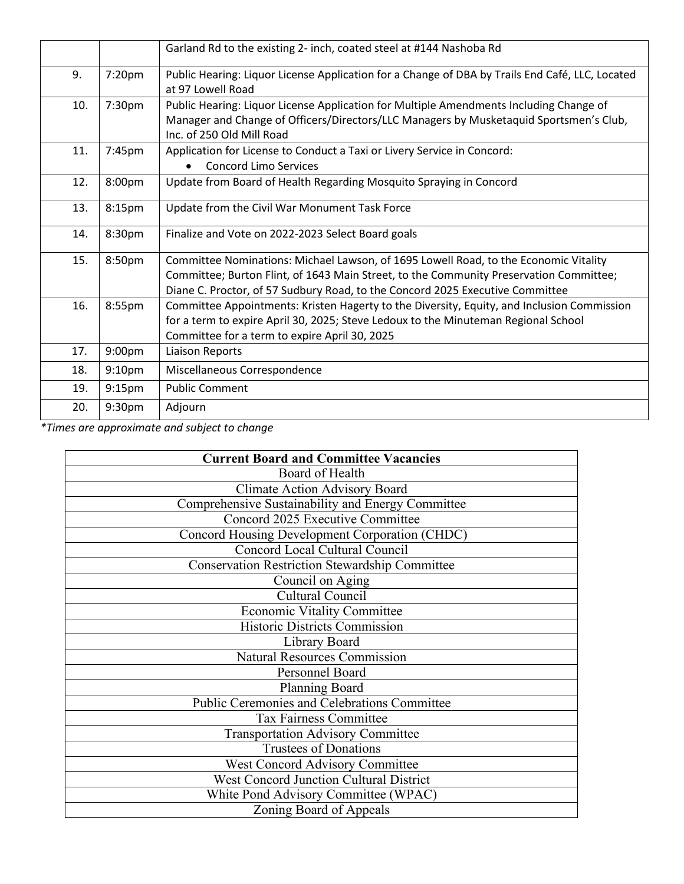| | | |
|---|---|---|
| | | Garland Rd to the existing 2- inch, coated steel at #144 Nashoba Rd |
| 9. | 7:20pm | Public Hearing: Liquor License Application for a Change of DBA by Trails End Café, LLC, Located at 97 Lowell Road |
| 10. | 7:30pm | Public Hearing: Liquor License Application for Multiple Amendments Including Change of Manager and Change of Officers/Directors/LLC Managers by Musketaquid Sportsmen's Club, Inc. of 250 Old Mill Road |
| 11. | 7:45pm | Application for License to Conduct a Taxi or Livery Service in Concord: • Concord Limo Services |
| 12. | 8:00pm | Update from Board of Health Regarding Mosquito Spraying in Concord |
| 13. | 8:15pm | Update from the Civil War Monument Task Force |
| 14. | 8:30pm | Finalize and Vote on 2022-2023 Select Board goals |
| 15. | 8:50pm | Committee Nominations: Michael Lawson, of 1695 Lowell Road, to the Economic Vitality Committee; Burton Flint, of 1643 Main Street, to the Community Preservation Committee; Diane C. Proctor, of 57 Sudbury Road, to the Concord 2025 Executive Committee |
| 16. | 8:55pm | Committee Appointments: Kristen Hagerty to the Diversity, Equity, and Inclusion Commission for a term to expire April 30, 2025; Steve Ledoux to the Minuteman Regional School Committee for a term to expire April 30, 2025 |
| 17. | 9:00pm | Liaison Reports |
| 18. | 9:10pm | Miscellaneous Correspondence |
| 19. | 9:15pm | Public Comment |
| 20. | 9:30pm | Adjourn |

*Times are approximate and subject to change

| Current Board and Committee Vacancies |
|---|
| Board of Health |
| Climate Action Advisory Board |
| Comprehensive Sustainability and Energy Committee |
| Concord 2025 Executive Committee |
| Concord Housing Development Corporation (CHDC) |
| Concord Local Cultural Council |
| Conservation Restriction Stewardship Committee |
| Council on Aging |
| Cultural Council |
| Economic Vitality Committee |
| Historic Districts Commission |
| Library Board |
| Natural Resources Commission |
| Personnel Board |
| Planning Board |
| Public Ceremonies and Celebrations Committee |
| Tax Fairness Committee |
| Transportation Advisory Committee |
| Trustees of Donations |
| West Concord Advisory Committee |
| West Concord Junction Cultural District |
| White Pond Advisory Committee (WPAC) |
| Zoning Board of Appeals |